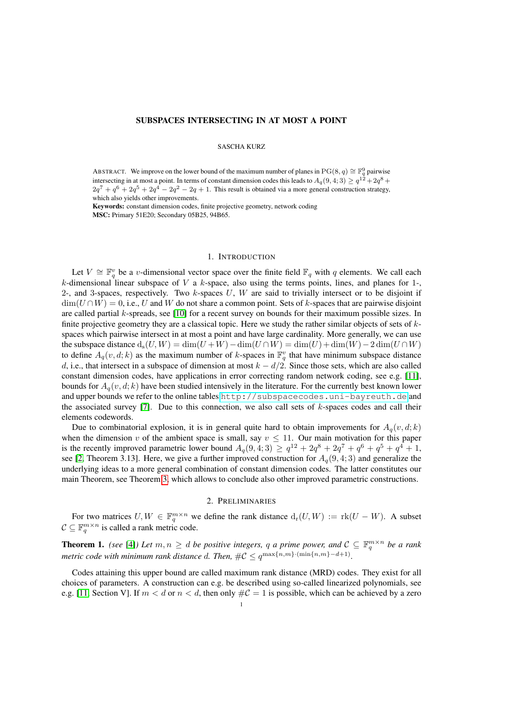# SUBSPACES INTERSECTING IN AT MOST A POINT

SASCHA KURZ

ABSTRACT. We improve on the lower bound of the maximum number of planes in $\operatorname{PG}(8,q) \cong \mathbb{F}_q^9$ pairwise intersecting in at most a point. In terms of constant dimension codes this leads to $A_q(9,4;3) \ge q^{12} + 2q^8 + 2q^7 + q^6 + 2q^5 + 2q^4 - 2q^2 - 2q + 1$. This result is obtained via a more general construction strategy, which also yields other improvements.

**Keywords:** constant dimension codes, finite projective geometry, network coding

**MSC:** Primary 51E20; Secondary 05B25, 94B65.

## 1. INTRODUCTION

Let $V \cong \mathbb{F}_q^v$ be a $v$-dimensional vector space over the finite field $\mathbb{F}_q$ with $q$ elements. We call each $k$-dimensional linear subspace of $V$ a $k$-space, also using the terms points, lines, and planes for 1-, 2-, and 3-spaces, respectively. Two $k$-spaces $U$, $W$ are said to trivially intersect or to be disjoint if $\dim(U \cap W) = 0$, i.e., $U$ and $W$ do not share a common point. Sets of $k$-spaces that are pairwise disjoint are called partial $k$-spreads, see [10] for a recent survey on bounds for their maximum possible sizes. In finite projective geometry they are a classical topic. Here we study the rather similar objects of sets of $k$-spaces which pairwise intersect in at most a point and have large cardinality. More generally, we can use the subspace distance $\operatorname{d_s}(U,W) = \dim(U+W) - \dim(U \cap W) = \dim(U) + \dim(W) - 2\dim(U \cap W)$ to define $A_q(v,d;k)$ as the maximum number of $k$-spaces in $\mathbb{F}_q^v$ that have minimum subspace distance $d$, i.e., that intersect in a subspace of dimension at most $k - d/2$. Since those sets, which are also called constant dimension codes, have applications in error correcting random network coding, see e.g. [11], bounds for $A_q(v,d;k)$ have been studied intensively in the literature. For the currently best known lower and upper bounds we refer to the online tables http://subspacecodes.uni-bayreuth.de and the associated survey [7]. Due to this connection, we also call sets of $k$-spaces codes and call their elements codewords.

Due to combinatorial explosion, it is in general quite hard to obtain improvements for $A_q(v,d;k)$ when the dimension $v$ of the ambient space is small, say $v \le 11$. Our main motivation for this paper is the recently improved parametric lower bound $A_q(9,4;3) \ge q^{12} + 2q^8 + 2q^7 + q^6 + q^5 + q^4 + 1$, see [2, Theorem 3.13]. Here, we give a further improved construction for $A_q(9,4;3)$ and generalize the underlying ideas to a more general combination of constant dimension codes. The latter constitutes our main Theorem, see Theorem 3, which allows to conclude also other improved parametric constructions.

## 2. PRELIMINARIES

For two matrices $U, W \in \mathbb{F}_q^{m \times n}$ we define the rank distance $\operatorname{d_r}(U,W) := \operatorname{rk}(U - W)$. A subset $\mathcal{C} \subseteq \mathbb{F}_q^{m \times n}$ is called a rank metric code.

**Theorem 1.** *(see [4]) Let $m, n \ge d$ be positive integers, $q$ a prime power, and $\mathcal{C} \subseteq \mathbb{F}_q^{m \times n}$ be a rank metric code with minimum rank distance $d$. Then, $\#\mathcal{C} \le q^{\max\{n,m\} \cdot (\min\{n,m\} - d + 1)}$.*

Codes attaining this upper bound are called maximum rank distance (MRD) codes. They exist for all choices of parameters. A construction can e.g. be described using so-called linearized polynomials, see e.g. [11, Section V]. If $m < d$ or $n < d$, then only $\#\mathcal{C} = 1$ is possible, which can be achieved by a zero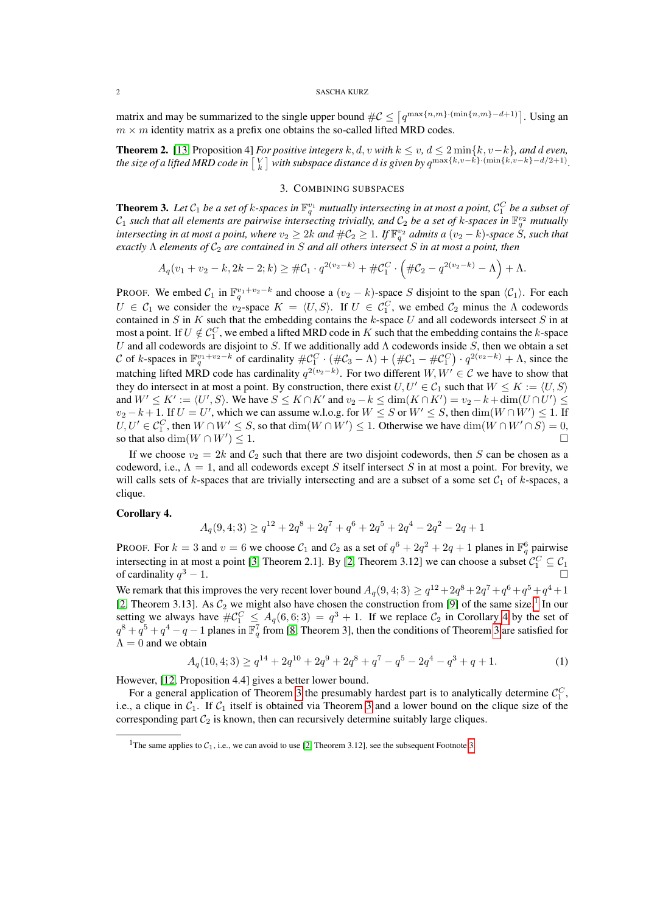matrix and may be summarized to the single upper bound $\#\mathcal{C} \le \lceil q^{\max\{n,m\}\cdot(\min\{n,m\}-d+1)} \rceil$. Using an $m \times m$ identity matrix as a prefix one obtains the so-called lifted MRD codes.

**Theorem 2.** [13, Proposition 4] *For positive integers $k, d, v$ with $k \le v$, $d \le 2\min\{k, v-k\}$, and $d$ even, the size of a lifted MRD code in $\begin{bmatrix} V \\ k \end{bmatrix}$ with subspace distance $d$ is given by $q^{\max\{k,v-k\}\cdot(\min\{k,v-k\}-d/2+1)}$.*

## 3. Combining subspaces

**Theorem 3.** *Let $\mathcal{C}_1$ be a set of $k$-spaces in $\mathbb{F}_q^{v_1}$ mutually intersecting in at most a point, $\mathcal{C}_1^C$ be a subset of $\mathcal{C}_1$ such that all elements are pairwise intersecting trivially, and $\mathcal{C}_2$ be a set of $k$-spaces in $\mathbb{F}_q^{v_2}$ mutually intersecting in at most a point, where $v_2 \ge 2k$ and $\#\mathcal{C}_2 \ge 1$. If $\mathbb{F}_q^{v_2}$ admits a $(v_2-k)$-space $S$, such that exactly $\Lambda$ elements of $\mathcal{C}_2$ are contained in $S$ and all others intersect $S$ in at most a point, then*

$$A_q(v_1+v_2-k, 2k-2; k) \ge \#\mathcal{C}_1 \cdot q^{2(v_2-k)} + \#\mathcal{C}_1^C \cdot \left(\#\mathcal{C}_2 - q^{2(v_2-k)} - \Lambda\right) + \Lambda.$$

PROOF. We embed $\mathcal{C}_1$ in $\mathbb{F}_q^{v_1+v_2-k}$ and choose a $(v_2-k)$-space $S$ disjoint to the span $\langle \mathcal{C}_1 \rangle$. For each $U \in \mathcal{C}_1$ we consider the $v_2$-space $K = \langle U, S \rangle$. If $U \in \mathcal{C}_1^C$, we embed $\mathcal{C}_2$ minus the $\Lambda$ codewords contained in $S$ in $K$ such that the embedding contains the $k$-space $U$ and all codewords intersect $S$ in at most a point. If $U \notin \mathcal{C}_1^C$, we embed a lifted MRD code in $K$ such that the embedding contains the $k$-space $U$ and all codewords are disjoint to $S$. If we additionally add $\Lambda$ codewords inside $S$, then we obtain a set $\mathcal{C}$ of $k$-spaces in $\mathbb{F}_q^{v_1+v_2-k}$ of cardinality $\#\mathcal{C}_1^C \cdot (\#\mathcal{C}_3 - \Lambda) + \left(\#\mathcal{C}_1 - \#\mathcal{C}_1^C\right) \cdot q^{2(v_2-k)} + \Lambda$, since the matching lifted MRD code has cardinality $q^{2(v_2-k)}$. For two different $W, W' \in \mathcal{C}$ we have to show that they do intersect in at most a point. By construction, there exist $U, U' \in \mathcal{C}_1$ such that $W \le K := \langle U, S \rangle$ and $W' \le K' := \langle U', S \rangle$. We have $S \le K \cap K'$ and $v_2 - k \le \dim(K \cap K') = v_2 - k + \dim(U \cap U') \le v_2 - k + 1$. If $U = U'$, which we can assume w.l.o.g. for $W \le S$ or $W' \le S$, then $\dim(W \cap W') \le 1$. If $U, U' \in \mathcal{C}_1^C$, then $W \cap W' \le S$, so that $\dim(W \cap W') \le 1$. Otherwise we have $\dim(W \cap W' \cap S) = 0$, so that also $\dim(W \cap W') \le 1$. □

If we choose $v_2 = 2k$ and $\mathcal{C}_2$ such that there are two disjoint codewords, then $S$ can be chosen as a codeword, i.e., $\Lambda = 1$, and all codewords except $S$ itself intersect $S$ in at most a point. For brevity, we will calls sets of $k$-spaces that are trivially intersecting and are a subset of a some set $\mathcal{C}_1$ of $k$-spaces, a clique.

**Corollary 4.**

$$A_q(9, 4; 3) \ge q^{12} + 2q^8 + 2q^7 + q^6 + 2q^5 + 2q^4 - 2q^2 - 2q + 1$$

PROOF. For $k = 3$ and $v = 6$ we choose $\mathcal{C}_1$ and $\mathcal{C}_2$ as a set of $q^6 + 2q^2 + 2q + 1$ planes in $\mathbb{F}_q^6$ pairwise intersecting in at most a point [3, Theorem 2.1]. By [2, Theorem 3.12] we can choose a subset $\mathcal{C}_1^C \subseteq \mathcal{C}_1$ of cardinality $q^3 - 1$. □

We remark that this improves the very recent lover bound $A_q(9, 4; 3) \ge q^{12} + 2q^8 + 2q^7 + q^6 + q^5 + q^4 + 1$ [2, Theorem 3.13]. As $\mathcal{C}_2$ we might also have chosen the construction from [9] of the same size.[1] In our setting we always have $\#\mathcal{C}_1^C \le A_q(6, 6; 3) = q^3 + 1$. If we replace $\mathcal{C}_2$ in Corollary 4 by the set of $q^8 + q^5 + q^4 - q - 1$ planes in $\mathbb{F}_q^7$ from [8, Theorem 3], then the conditions of Theorem 3 are satisfied for $\Lambda = 0$ and we obtain

$$A_q(10, 4; 3) \ge q^{14} + 2q^{10} + 2q^9 + 2q^8 + q^7 - q^5 - 2q^4 - q^3 + q + 1. \tag{1}$$

However, [12, Proposition 4.4] gives a better lower bound.

For a general application of Theorem 3 the presumably hardest part is to analytically determine $\mathcal{C}_1^C$, i.e., a clique in $\mathcal{C}_1$. If $\mathcal{C}_1$ itself is obtained via Theorem 3 and a lower bound on the clique size of the corresponding part $\mathcal{C}_2$ is known, then can recursively determine suitably large cliques.

[1] The same applies to $\mathcal{C}_1$, i.e., we can avoid to use [2, Theorem 3.12], see the subsequent Footnote 3.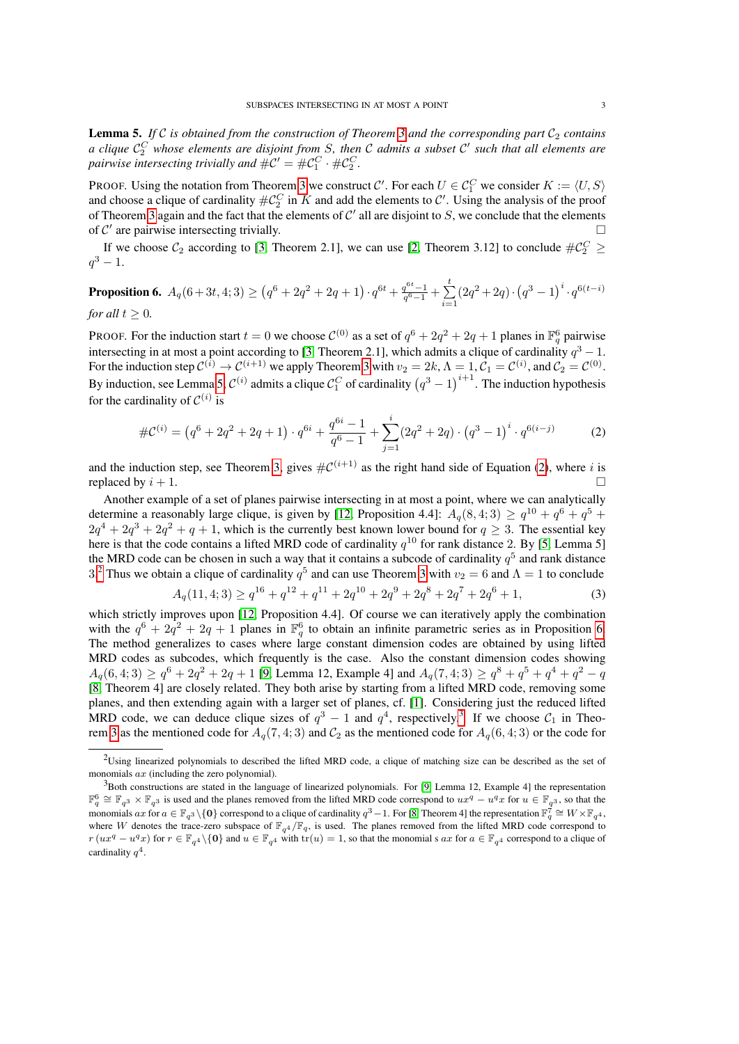**Lemma 5.** *If $\mathcal{C}$ is obtained from the construction of Theorem 3 and the corresponding part $\mathcal{C}_2$ contains a clique $\mathcal{C}_2^C$ whose elements are disjoint from $S$, then $\mathcal{C}$ admits a subset $\mathcal{C}'$ such that all elements are pairwise intersecting trivially and $\#\mathcal{C}' = \#\mathcal{C}_1^C \cdot \#\mathcal{C}_2^C$.*

PROOF. Using the notation from Theorem 3 we construct $\mathcal{C}'$. For each $U \in \mathcal{C}_1^C$ we consider $K := \langle U, S\rangle$ and choose a clique of cardinality $\#\mathcal{C}_2^C$ in $K$ and add the elements to $\mathcal{C}'$. Using the analysis of the proof of Theorem 3 again and the fact that the elements of $\mathcal{C}'$ all are disjoint to $S$, we conclude that the elements of $\mathcal{C}'$ are pairwise intersecting trivially. □

If we choose $\mathcal{C}_2$ according to [3, Theorem 2.1], we can use [2, Theorem 3.12] to conclude $\#\mathcal{C}_2^C \geq q^3 - 1$.

**Proposition 6.** $A_q(6+3t,4;3) \geq \left(q^6+2q^2+2q+1\right)\cdot q^{6t} + \frac{q^{6t}-1}{q^6-1} + \sum_{i=1}^{t}(2q^2+2q)\cdot\left(q^3-1\right)^i \cdot q^{6(t-i)}$ *for all $t \geq 0$.*

PROOF. For the induction start $t=0$ we choose $\mathcal{C}^{(0)}$ as a set of $q^6+2q^2+2q+1$ planes in $\mathbb{F}_q^6$ pairwise intersecting in at most a point according to [3, Theorem 2.1], which admits a clique of cardinality $q^3-1$. For the induction step $\mathcal{C}^{(i)} \to \mathcal{C}^{(i+1)}$ we apply Theorem 3 with $v_2 = 2k, \Lambda = 1, \mathcal{C}_1 = \mathcal{C}^{(i)}$, and $\mathcal{C}_2 = \mathcal{C}^{(0)}$. By induction, see Lemma 5, $\mathcal{C}^{(i)}$ admits a clique $\mathcal{C}_1^C$ of cardinality $\left(q^3-1\right)^{i+1}$. The induction hypothesis for the cardinality of $\mathcal{C}^{(i)}$ is

$$\#\mathcal{C}^{(i)} = \left(q^6+2q^2+2q+1\right)\cdot q^{6i} + \frac{q^{6i}-1}{q^6-1} + \sum_{j=1}^{i}(2q^2+2q)\cdot\left(q^3-1\right)^i \cdot q^{6(i-j)} \tag{2}$$

and the induction step, see Theorem 3, gives $\#\mathcal{C}^{(i+1)}$ as the right hand side of Equation (2), where $i$ is replaced by $i+1$. □

Another example of a set of planes pairwise intersecting in at most a point, where we can analytically determine a reasonably large clique, is given by [12, Proposition 4.4]: $A_q(8,4;3) \geq q^{10}+q^6+q^5+2q^4+2q^3+2q^2+q+1$, which is the currently best known lower bound for $q \geq 3$. The essential key here is that the code contains a lifted MRD code of cardinality $q^{10}$ for rank distance 2. By [5, Lemma 5] the MRD code can be chosen in such a way that it contains a subcode of cardinality $q^5$ and rank distance 3.[2] Thus we obtain a clique of cardinality $q^5$ and can use Theorem 3 with $v_2 = 6$ and $\Lambda = 1$ to conclude

$$A_q(11,4;3) \geq q^{16}+q^{12}+q^{11}+2q^{10}+2q^9+2q^8+2q^7+2q^6+1, \tag{3}$$

which strictly improves upon [12, Proposition 4.4]. Of course we can iteratively apply the combination with the $q^6+2q^2+2q+1$ planes in $\mathbb{F}_q^6$ to obtain an infinite parametric series as in Proposition 6. The method generalizes to cases where large constant dimension codes are obtained by using lifted MRD codes as subcodes, which frequently is the case. Also the constant dimension codes showing $A_q(6,4;3) \geq q^6+2q^2+2q+1$ [9, Lemma 12, Example 4] and $A_q(7,4;3) \geq q^8+q^5+q^4+q^2-q$ [8, Theorem 4] are closely related. They both arise by starting from a lifted MRD code, removing some planes, and then extending again with a larger set of planes, cf. [1]. Considering just the reduced lifted MRD code, we can deduce clique sizes of $q^3-1$ and $q^4$, respectively.[3] If we choose $\mathcal{C}_1$ in Theorem 3 as the mentioned code for $A_q(7,4;3)$ and $\mathcal{C}_2$ as the mentioned code for $A_q(6,4;3)$ or the code for

---

[2] Using linearized polynomials to described the lifted MRD code, a clique of matching size can be described as the set of monomials $ax$ (including the zero polynomial).

[3] Both constructions are stated in the language of linearized polynomials. For [9, Lemma 12, Example 4] the representation $\mathbb{F}_q^6 \cong \mathbb{F}_{q^3} \times \mathbb{F}_{q^3}$ is used and the planes removed from the lifted MRD code correspond to $ux^q - u^q x$ for $u \in \mathbb{F}_{q^3}$, so that the monomials $ax$ for $a \in \mathbb{F}_{q^3}\backslash\{0\}$ correspond to a clique of cardinality $q^3-1$. For [8, Theorem 4] the representation $\mathbb{F}_q^7 \cong W \times \mathbb{F}_{q^4}$, where $W$ denotes the trace-zero subspace of $\mathbb{F}_{q^4}/\mathbb{F}_q$, is used. The planes removed from the lifted MRD code correspond to $r\left(ux^q - u^q x\right)$ for $r \in \mathbb{F}_{q^4}\backslash\{0\}$ and $u \in \mathbb{F}_{q^4}$ with $\operatorname{tr}(u) = 1$, so that the monomial s $ax$ for $a \in \mathbb{F}_{q^4}$ correspond to a clique of cardinality $q^4$.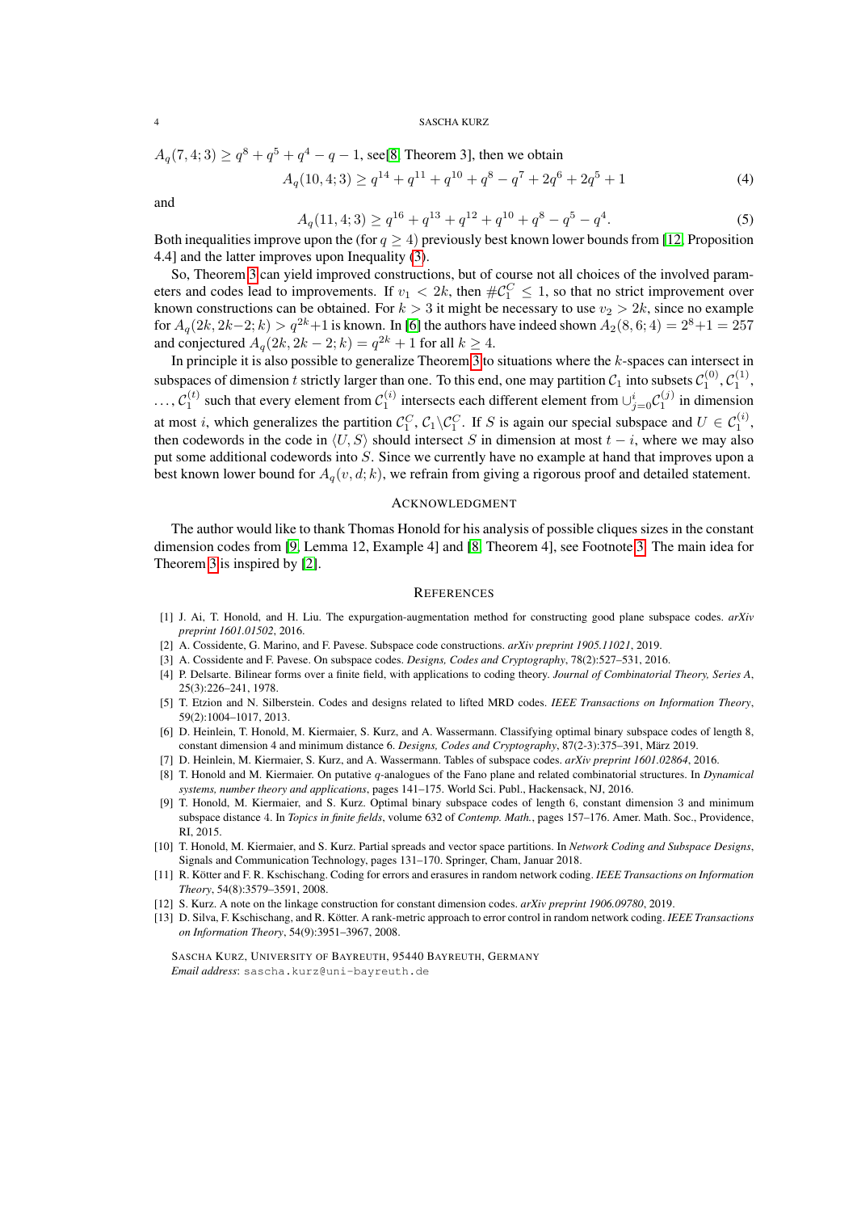$A_q(7,4;3) \ge q^8 + q^5 + q^4 - q - 1$, see[8, Theorem 3], then we obtain

$$A_q(10,4;3) \ge q^{14} + q^{11} + q^{10} + q^8 - q^7 + 2q^6 + 2q^5 + 1 \tag{4}$$

and

$$A_q(11,4;3) \ge q^{16} + q^{13} + q^{12} + q^{10} + q^8 - q^5 - q^4. \tag{5}$$

Both inequalities improve upon the (for $q \ge 4$) previously best known lower bounds from [12, Proposition 4.4] and the latter improves upon Inequality (3).

So, Theorem 3 can yield improved constructions, but of course not all choices of the involved parameters and codes lead to improvements. If $v_1 < 2k$, then $\#\mathcal{C}_1^C \le 1$, so that no strict improvement over known constructions can be obtained. For $k > 3$ it might be necessary to use $v_2 > 2k$, since no example for $A_q(2k, 2k-2; k) > q^{2k}+1$ is known. In [6] the authors have indeed shown $A_2(8,6;4) = 2^8+1 = 257$ and conjectured $A_q(2k, 2k-2; k) = q^{2k} + 1$ for all $k \ge 4$.

In principle it is also possible to generalize Theorem 3 to situations where the $k$-spaces can intersect in subspaces of dimension $t$ strictly larger than one. To this end, one may partition $\mathcal{C}_1$ into subsets $\mathcal{C}_1^{(0)}, \mathcal{C}_1^{(1)}, \dots, \mathcal{C}_1^{(t)}$ such that every element from $\mathcal{C}_1^{(i)}$ intersects each different element from $\cup_{j=0}^{i} \mathcal{C}_1^{(j)}$ in dimension at most $i$, which generalizes the partition $\mathcal{C}_1^C, \mathcal{C}_1 \backslash \mathcal{C}_1^C$. If $S$ is again our special subspace and $U \in \mathcal{C}_1^{(i)}$, then codewords in the code in $\langle U, S\rangle$ should intersect $S$ in dimension at most $t - i$, where we may also put some additional codewords into $S$. Since we currently have no example at hand that improves upon a best known lower bound for $A_q(v, d; k)$, we refrain from giving a rigorous proof and detailed statement.

## Acknowledgment

The author would like to thank Thomas Honold for his analysis of possible cliques sizes in the constant dimension codes from [9, Lemma 12, Example 4] and [8, Theorem 4], see Footnote 3. The main idea for Theorem 3 is inspired by [2].

## References

[1] J. Ai, T. Honold, and H. Liu. The expurgation-augmentation method for constructing good plane subspace codes. *arXiv preprint 1601.01502*, 2016.

[2] A. Cossidente, G. Marino, and F. Pavese. Subspace code constructions. *arXiv preprint 1905.11021*, 2019.

[3] A. Cossidente and F. Pavese. On subspace codes. *Designs, Codes and Cryptography*, 78(2):527–531, 2016.

[4] P. Delsarte. Bilinear forms over a finite field, with applications to coding theory. *Journal of Combinatorial Theory, Series A*, 25(3):226–241, 1978.

[5] T. Etzion and N. Silberstein. Codes and designs related to lifted MRD codes. *IEEE Transactions on Information Theory*, 59(2):1004–1017, 2013.

[6] D. Heinlein, T. Honold, M. Kiermaier, S. Kurz, and A. Wassermann. Classifying optimal binary subspace codes of length 8, constant dimension 4 and minimum distance 6. *Designs, Codes and Cryptography*, 87(2-3):375–391, März 2019.

[7] D. Heinlein, M. Kiermaier, S. Kurz, and A. Wassermann. Tables of subspace codes. *arXiv preprint 1601.02864*, 2016.

[8] T. Honold and M. Kiermaier. On putative $q$-analogues of the Fano plane and related combinatorial structures. In *Dynamical systems, number theory and applications*, pages 141–175. World Sci. Publ., Hackensack, NJ, 2016.

[9] T. Honold, M. Kiermaier, and S. Kurz. Optimal binary subspace codes of length 6, constant dimension 3 and minimum subspace distance 4. In *Topics in finite fields*, volume 632 of *Contemp. Math.*, pages 157–176. Amer. Math. Soc., Providence, RI, 2015.

[10] T. Honold, M. Kiermaier, and S. Kurz. Partial spreads and vector space partitions. In *Network Coding and Subspace Designs*, Signals and Communication Technology, pages 131–170. Springer, Cham, Januar 2018.

[11] R. Kötter and F. R. Kschischang. Coding for errors and erasures in random network coding. *IEEE Transactions on Information Theory*, 54(8):3579–3591, 2008.

[12] S. Kurz. A note on the linkage construction for constant dimension codes. *arXiv preprint 1906.09780*, 2019.

[13] D. Silva, F. Kschischang, and R. Kötter. A rank-metric approach to error control in random network coding. *IEEE Transactions on Information Theory*, 54(9):3951–3967, 2008.

Sascha Kurz, University of Bayreuth, 95440 Bayreuth, Germany
*Email address*: sascha.kurz@uni-bayreuth.de